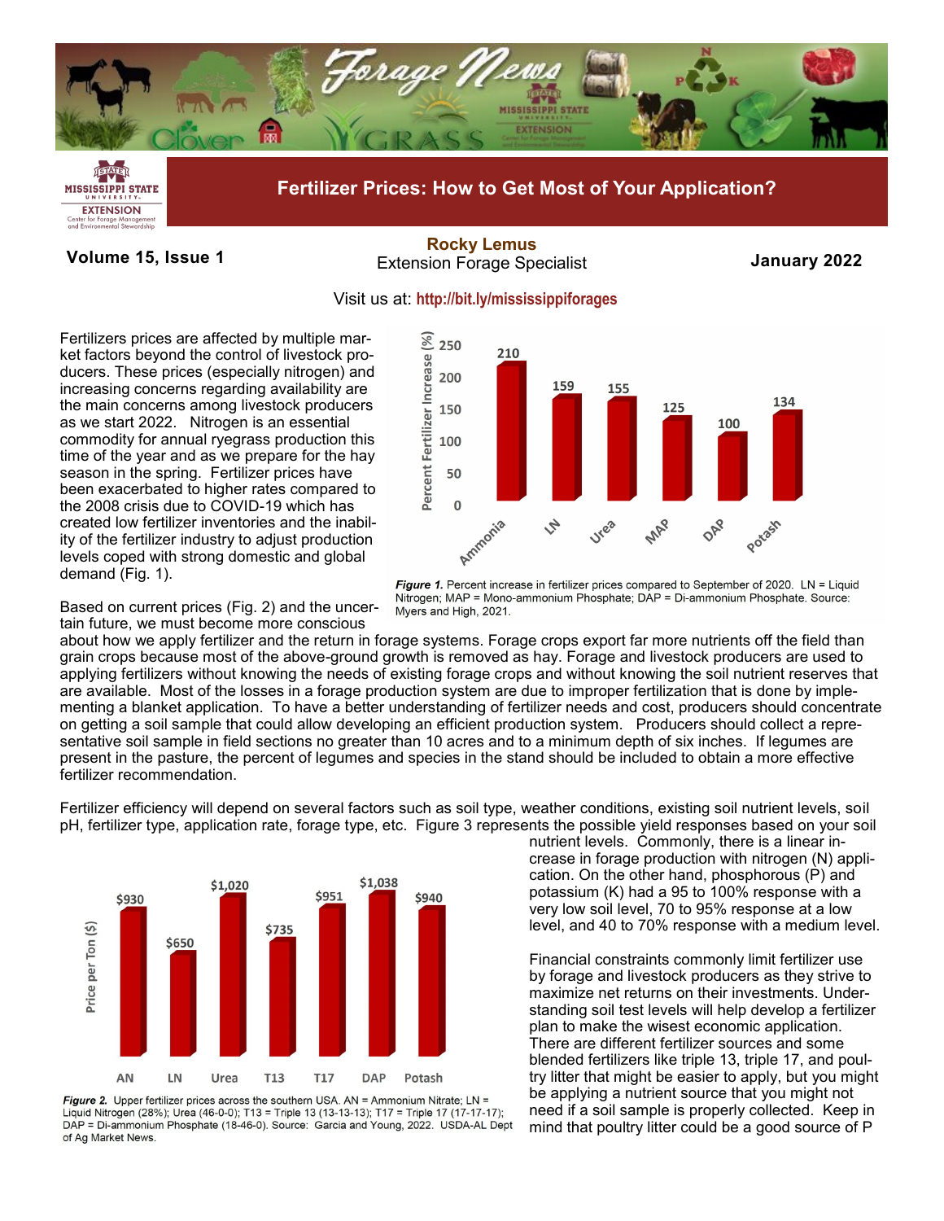# Forage News

## Fertilizer Prices: How to Get Most of Your Application?

**Volume 15, Issue 1** — **January 2022**

**Rocky Lemus**
Extension Forage Specialist

Visit us at: **http://bit.ly/mississippiforages**

Fertilizers prices are affected by multiple market factors beyond the control of livestock producers. These prices (especially nitrogen) and increasing concerns regarding availability are the main concerns among livestock producers as we start 2022. Nitrogen is an essential commodity for annual ryegrass production this time of the year and as we prepare for the hay season in the spring. Fertilizer prices have been exacerbated to higher rates compared to the 2008 crisis due to COVID-19 which has created low fertilizer inventories and the inability of the fertilizer industry to adjust production levels coped with strong domestic and global demand (Fig. 1).

| Fertilizer | Percent Fertilizer Increase (%) |
|---|---|
| Ammonia | 210 |
| LN | 159 |
| Urea | 155 |
| MAP | 125 |
| DAP | 100 |
| Potash | 134 |

***Figure 1.*** Percent increase in fertilizer prices compared to September of 2020. LN = Liquid Nitrogen; MAP = Mono-ammonium Phosphate; DAP = Di-ammonium Phosphate. Source: Myers and High, 2021.

Based on current prices (Fig. 2) and the uncertain future, we must become more conscious about how we apply fertilizer and the return in forage systems. Forage crops export far more nutrients off the field than grain crops because most of the above-ground growth is removed as hay. Forage and livestock producers are used to applying fertilizers without knowing the needs of existing forage crops and without knowing the soil nutrient reserves that are available. Most of the losses in a forage production system are due to improper fertilization that is done by implementing a blanket application. To have a better understanding of fertilizer needs and cost, producers should concentrate on getting a soil sample that could allow developing an efficient production system. Producers should collect a representative soil sample in field sections no greater than 10 acres and to a minimum depth of six inches. If legumes are present in the pasture, the percent of legumes and species in the stand should be included to obtain a more effective fertilizer recommendation.

Fertilizer efficiency will depend on several factors such as soil type, weather conditions, existing soil nutrient levels, soil pH, fertilizer type, application rate, forage type, etc. Figure 3 represents the possible yield responses based on your soil nutrient levels. Commonly, there is a linear increase in forage production with nitrogen (N) application. On the other hand, phosphorous (P) and potassium (K) had a 95 to 100% response with a very low soil level, 70 to 95% response at a low level, and 40 to 70% response with a medium level.

| Fertilizer | Price per Ton ($) |
|---|---|
| AN | $930 |
| LN | $650 |
| Urea | $1,020 |
| T13 | $735 |
| T17 | $951 |
| DAP | $1,038 |
| Potash | $940 |

***Figure 2.*** Upper fertilizer prices across the southern USA. AN = Ammonium Nitrate; LN = Liquid Nitrogen (28%); Urea (46-0-0); T13 = Triple 13 (13-13-13); T17 = Triple 17 (17-17-17); DAP = Di-ammonium Phosphate (18-46-0). Source: Garcia and Young, 2022. USDA-AL Dept of Ag Market News.

Financial constraints commonly limit fertilizer use by forage and livestock producers as they strive to maximize net returns on their investments. Understanding soil test levels will help develop a fertilizer plan to make the wisest economic application. There are different fertilizer sources and some blended fertilizers like triple 13, triple 17, and poultry litter that might be easier to apply, but you might be applying a nutrient source that you might not need if a soil sample is properly collected. Keep in mind that poultry litter could be a good source of P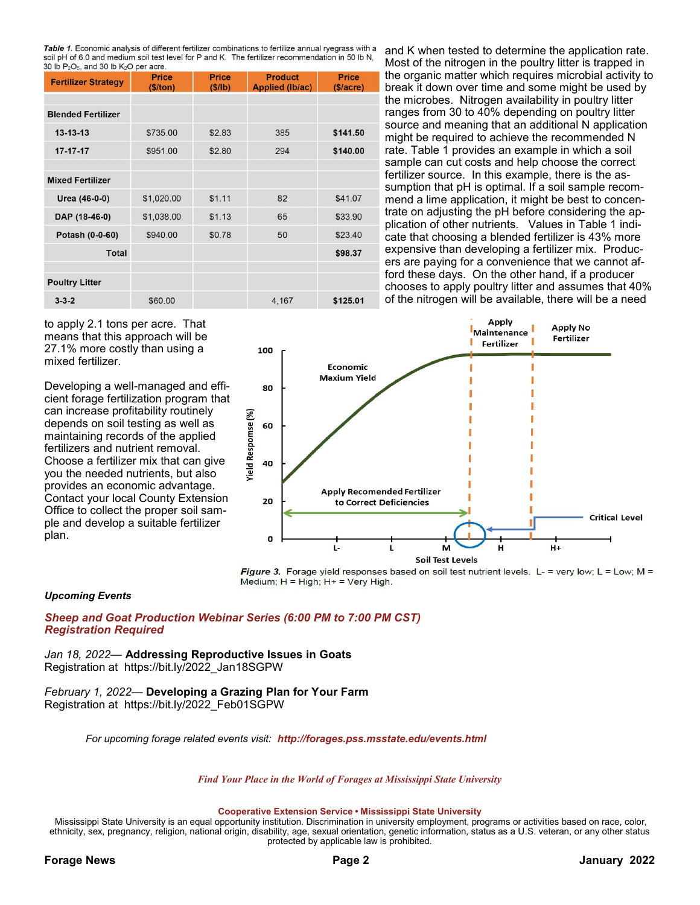*Table 1.* Economic analysis of different fertilizer combinations to fertilize annual ryegrass with a soil pH of 6.0 and medium soil test level for P and K. The fertilizer recommendation in 50 lb N, 30 lb $P_2O_5$, and 30 lb $K_2O$ per acre.

| Fertilizer Strategy | Price ($/ton) | Price ($/lb) | Product Applied (lb/ac) | Price ($/acre) |
|---|---|---|---|---|
| | | | | |
| **Blended Fertilizer** | | | | |
| **13-13-13** | $735.00 | $2.83 | 385 | **$141.50** |
| **17-17-17** | $951.00 | $2.80 | 294 | **$140.00** |
| | | | | |
| **Mixed Fertilizer** | | | | |
| **Urea (46-0-0)** | $1,020.00 | $1.11 | 82 | $41.07 |
| **DAP (18-46-0)** | $1,038.00 | $1.13 | 65 | $33.90 |
| **Potash (0-0-60)** | $940.00 | $0.78 | 50 | $23.40 |
| **Total** | | | | **$98.37** |
| | | | | |
| **Poultry Litter** | | | | |
| **3-3-2** | $60.00 | | 4,167 | **$125.01** |

and K when tested to determine the application rate. Most of the nitrogen in the poultry litter is trapped in the organic matter which requires microbial activity to break it down over time and some might be used by the microbes. Nitrogen availability in poultry litter ranges from 30 to 40% depending on poultry litter source and meaning that an additional N application might be required to achieve the recommended N rate. Table 1 provides an example in which a soil sample can cut costs and help choose the correct fertilizer source. In this example, there is the assumption that pH is optimal. If a soil sample recommend a lime application, it might be best to concentrate on adjusting the pH before considering the application of other nutrients. Values in Table 1 indicate that choosing a blended fertilizer is 43% more expensive than developing a fertilizer mix. Producers are paying for a convenience that we cannot afford these days. On the other hand, if a producer chooses to apply poultry litter and assumes that 40% of the nitrogen will be available, there will be a need to apply 2.1 tons per acre. That means that this approach will be 27.1% more costly than using a mixed fertilizer.

Developing a well-managed and efficient forage fertilization program that can increase profitability routinely depends on soil testing as well as maintaining records of the applied fertilizers and nutrient removal. Choose a fertilizer mix that can give you the needed nutrients, but also provides an economic advantage. Contact your local County Extension Office to collect the proper soil sample and develop a suitable fertilizer plan.

Apply Maintenance Fertilizer
Apply No Fertilizer
Economic Maxium Yield
Apply Recomended Fertilizer to Correct Deficiencies
Critical Level
Yield Respomse (%)
100
80
60
40
20
0
L-
L
M
H
H+
Soil Test Levels

***Figure 3.*** Forage yield responses based on soil test nutrient levels. L- = very low; L = Low; M = Medium; H = High; H+ = Very High.

***Upcoming Events***

***Sheep and Goat Production Webinar Series (6:00 PM to 7:00 PM CST)***
***Registration Required***

*Jan 18, 2022*— **Addressing Reproductive Issues in Goats**
Registration at https://bit.ly/2022_Jan18SGPW

*February 1, 2022*— **Developing a Grazing Plan for Your Farm**
Registration at https://bit.ly/2022_Feb01SGPW

*For upcoming forage related events visit:* ***http://forages.pss.msstate.edu/events.html***

*Find Your Place in the World of Forages at Mississippi State University*

**Cooperative Extension Service • Mississippi State University**
Mississippi State University is an equal opportunity institution. Discrimination in university employment, programs or activities based on race, color, ethnicity, sex, pregnancy, religion, national origin, disability, age, sexual orientation, genetic information, status as a U.S. veteran, or any other status protected by applicable law is prohibited.